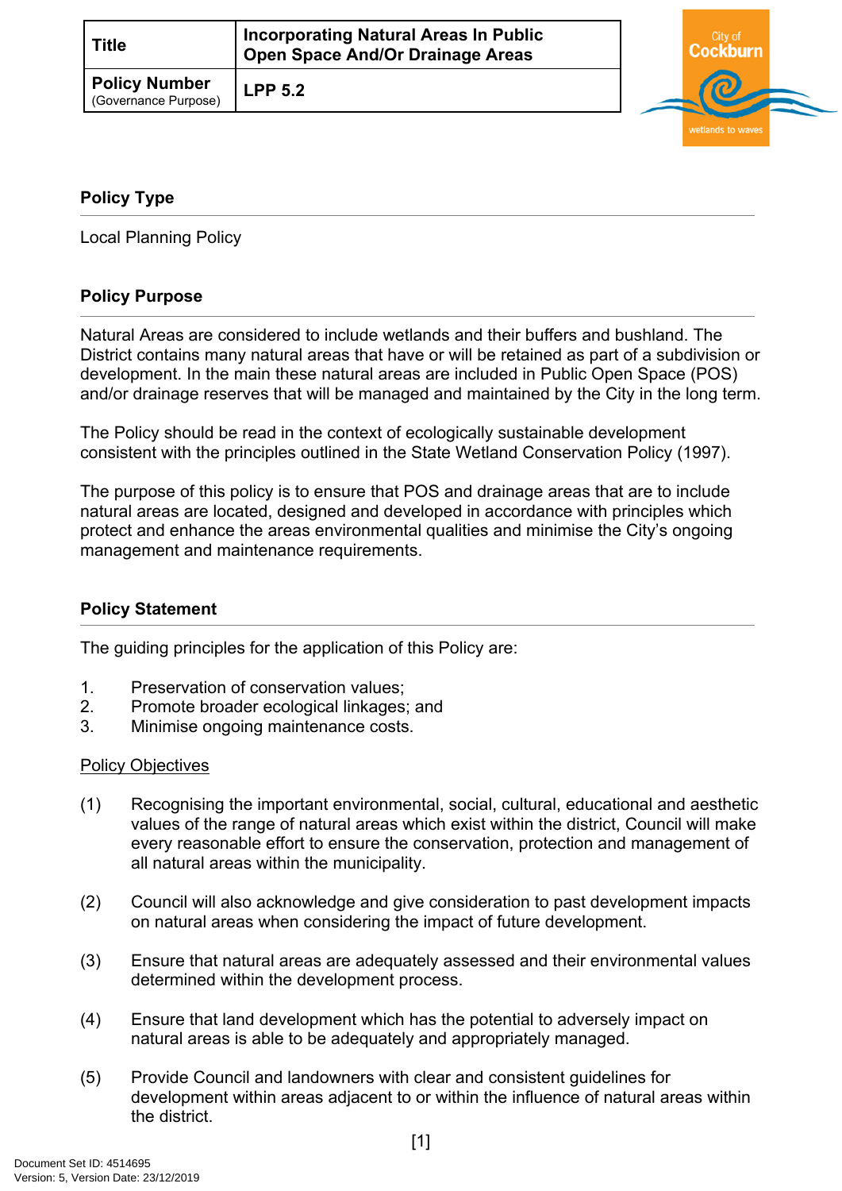| Title | Incorporating Natural Areas In Public Open Space And/Or Drainage Areas |
| --- | --- |
| Policy Number (Governance Purpose) | LPP 5.2 |

## Policy Type

Local Planning Policy

## Policy Purpose

Natural Areas are considered to include wetlands and their buffers and bushland. The District contains many natural areas that have or will be retained as part of a subdivision or development. In the main these natural areas are included in Public Open Space (POS) and/or drainage reserves that will be managed and maintained by the City in the long term.

The Policy should be read in the context of ecologically sustainable development consistent with the principles outlined in the State Wetland Conservation Policy (1997).

The purpose of this policy is to ensure that POS and drainage areas that are to include natural areas are located, designed and developed in accordance with principles which protect and enhance the areas environmental qualities and minimise the City's ongoing management and maintenance requirements.

## Policy Statement

The guiding principles for the application of this Policy are:

1. Preservation of conservation values;
2. Promote broader ecological linkages; and
3. Minimise ongoing maintenance costs.

Policy Objectives

(1) Recognising the important environmental, social, cultural, educational and aesthetic values of the range of natural areas which exist within the district, Council will make every reasonable effort to ensure the conservation, protection and management of all natural areas within the municipality.

(2) Council will also acknowledge and give consideration to past development impacts on natural areas when considering the impact of future development.

(3) Ensure that natural areas are adequately assessed and their environmental values determined within the development process.

(4) Ensure that land development which has the potential to adversely impact on natural areas is able to be adequately and appropriately managed.

(5) Provide Council and landowners with clear and consistent guidelines for development within areas adjacent to or within the influence of natural areas within the district.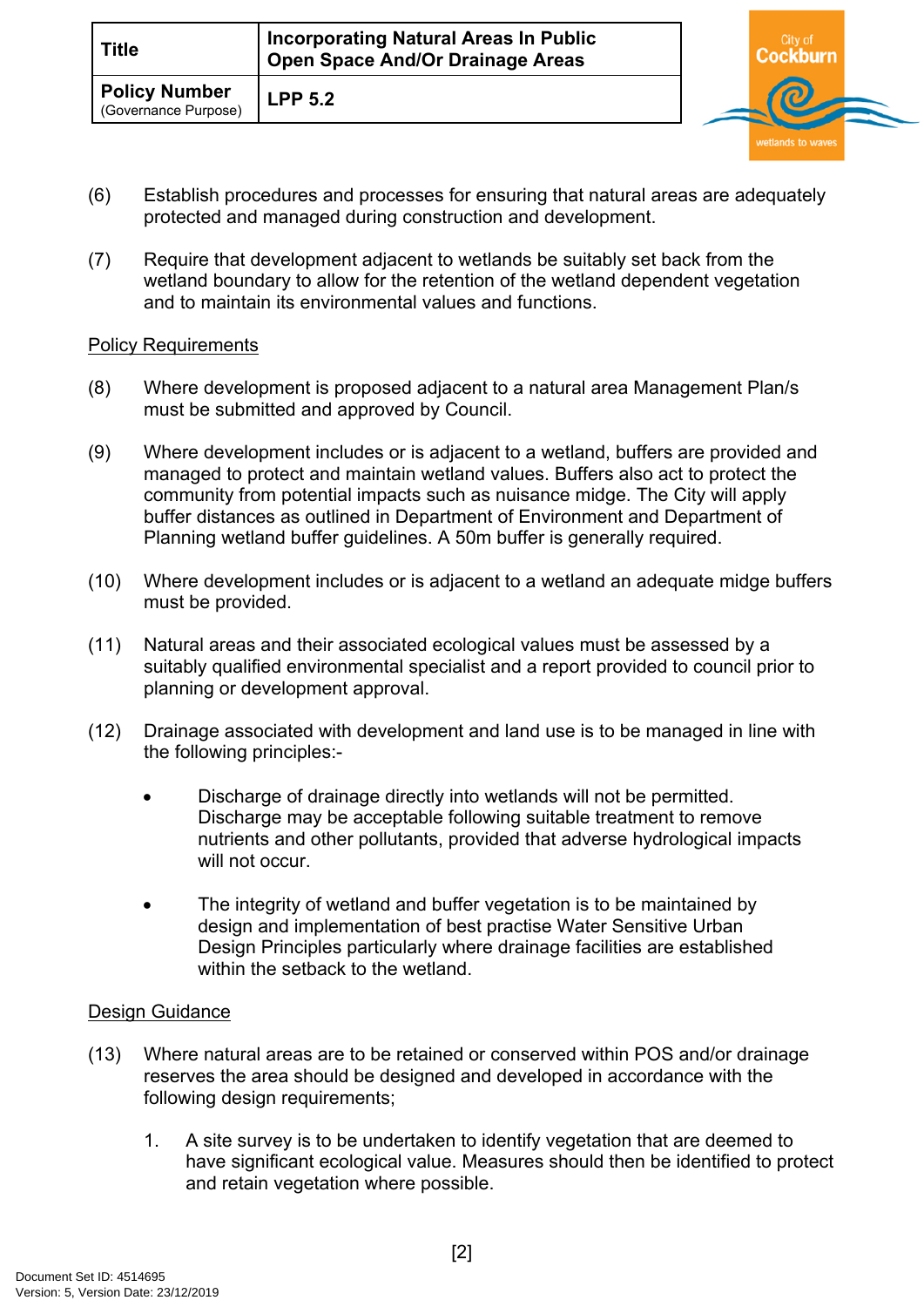(6) Establish procedures and processes for ensuring that natural areas are adequately protected and managed during construction and development.

(7) Require that development adjacent to wetlands be suitably set back from the wetland boundary to allow for the retention of the wetland dependent vegetation and to maintain its environmental values and functions.

## Policy Requirements

(8) Where development is proposed adjacent to a natural area Management Plan/s must be submitted and approved by Council.

(9) Where development includes or is adjacent to a wetland, buffers are provided and managed to protect and maintain wetland values. Buffers also act to protect the community from potential impacts such as nuisance midge. The City will apply buffer distances as outlined in Department of Environment and Department of Planning wetland buffer guidelines. A 50m buffer is generally required.

(10) Where development includes or is adjacent to a wetland an adequate midge buffers must be provided.

(11) Natural areas and their associated ecological values must be assessed by a suitably qualified environmental specialist and a report provided to council prior to planning or development approval.

(12) Drainage associated with development and land use is to be managed in line with the following principles:-

- Discharge of drainage directly into wetlands will not be permitted. Discharge may be acceptable following suitable treatment to remove nutrients and other pollutants, provided that adverse hydrological impacts will not occur.

- The integrity of wetland and buffer vegetation is to be maintained by design and implementation of best practise Water Sensitive Urban Design Principles particularly where drainage facilities are established within the setback to the wetland.

## Design Guidance

(13) Where natural areas are to be retained or conserved within POS and/or drainage reserves the area should be designed and developed in accordance with the following design requirements;

1. A site survey is to be undertaken to identify vegetation that are deemed to have significant ecological value. Measures should then be identified to protect and retain vegetation where possible.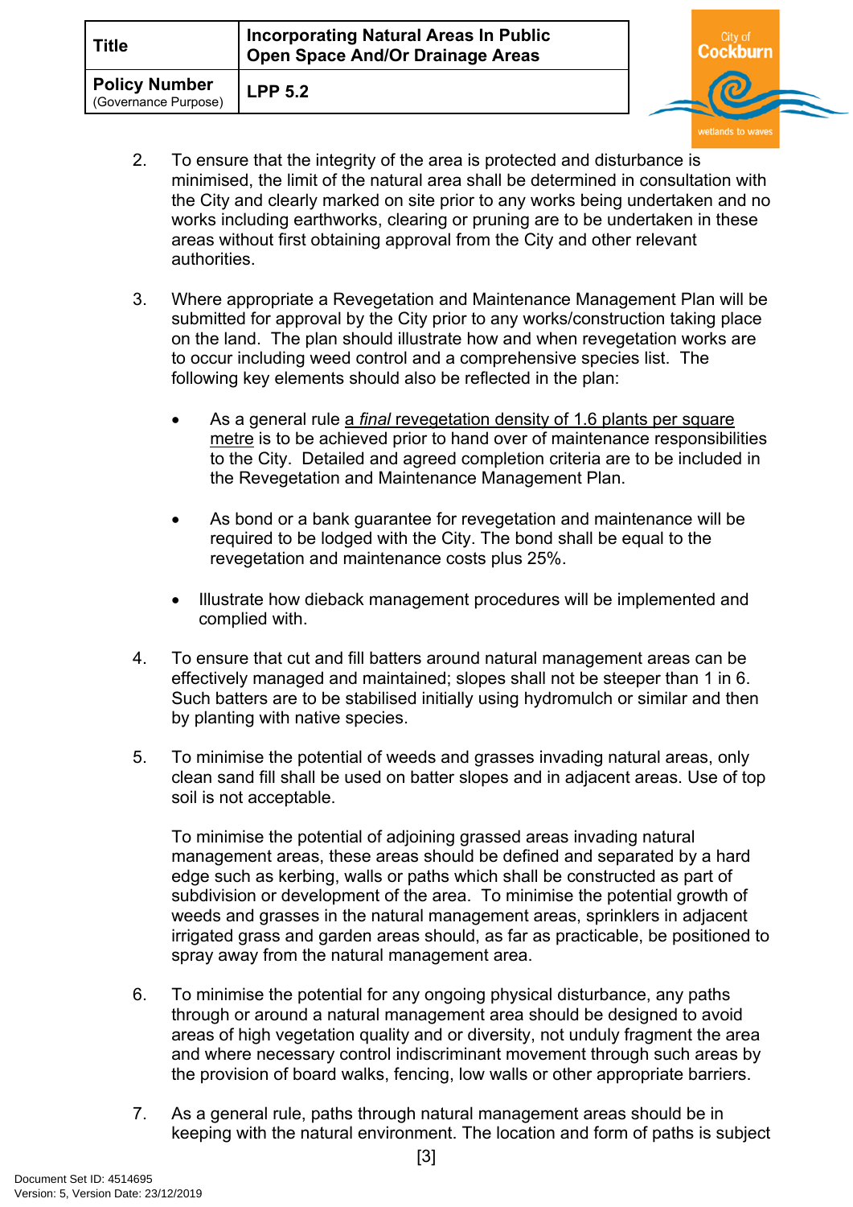2. To ensure that the integrity of the area is protected and disturbance is minimised, the limit of the natural area shall be determined in consultation with the City and clearly marked on site prior to any works being undertaken and no works including earthworks, clearing or pruning are to be undertaken in these areas without first obtaining approval from the City and other relevant authorities.

3. Where appropriate a Revegetation and Maintenance Management Plan will be submitted for approval by the City prior to any works/construction taking place on the land. The plan should illustrate how and when revegetation works are to occur including weed control and a comprehensive species list. The following key elements should also be reflected in the plan:

   - As a general rule a *final* revegetation density of 1.6 plants per square metre is to be achieved prior to hand over of maintenance responsibilities to the City. Detailed and agreed completion criteria are to be included in the Revegetation and Maintenance Management Plan.

   - As bond or a bank guarantee for revegetation and maintenance will be required to be lodged with the City. The bond shall be equal to the revegetation and maintenance costs plus 25%.

   - Illustrate how dieback management procedures will be implemented and complied with.

4. To ensure that cut and fill batters around natural management areas can be effectively managed and maintained; slopes shall not be steeper than 1 in 6. Such batters are to be stabilised initially using hydromulch or similar and then by planting with native species.

5. To minimise the potential of weeds and grasses invading natural areas, only clean sand fill shall be used on batter slopes and in adjacent areas. Use of top soil is not acceptable.

   To minimise the potential of adjoining grassed areas invading natural management areas, these areas should be defined and separated by a hard edge such as kerbing, walls or paths which shall be constructed as part of subdivision or development of the area. To minimise the potential growth of weeds and grasses in the natural management areas, sprinklers in adjacent irrigated grass and garden areas should, as far as practicable, be positioned to spray away from the natural management area.

6. To minimise the potential for any ongoing physical disturbance, any paths through or around a natural management area should be designed to avoid areas of high vegetation quality and or diversity, not unduly fragment the area and where necessary control indiscriminant movement through such areas by the provision of board walks, fencing, low walls or other appropriate barriers.

7. As a general rule, paths through natural management areas should be in keeping with the natural environment. The location and form of paths is subject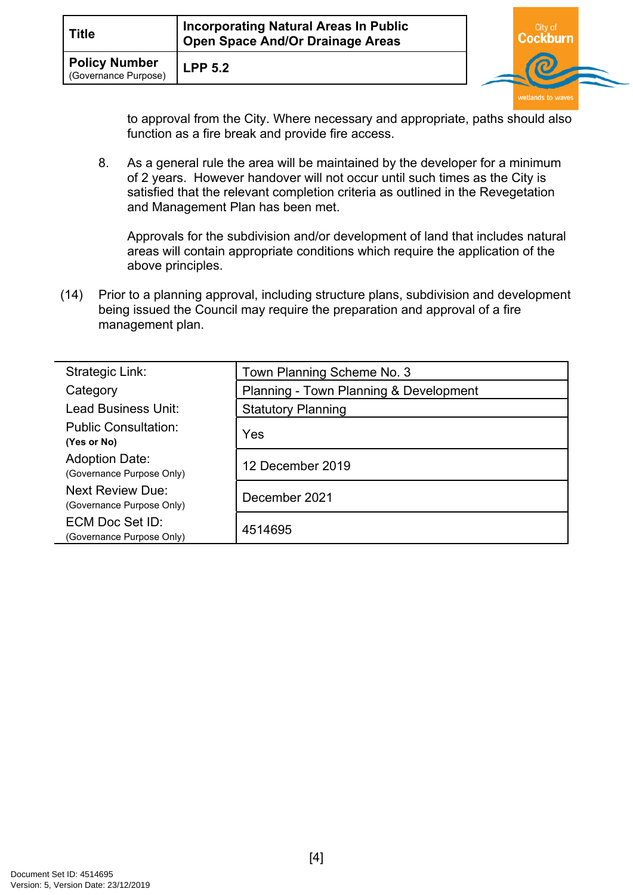to approval from the City. Where necessary and appropriate, paths should also function as a fire break and provide fire access.

8. As a general rule the area will be maintained by the developer for a minimum of 2 years. However handover will not occur until such times as the City is satisfied that the relevant completion criteria as outlined in the Revegetation and Management Plan has been met.

   Approvals for the subdivision and/or development of land that includes natural areas will contain appropriate conditions which require the application of the above principles.

(14) Prior to a planning approval, including structure plans, subdivision and development being issued the Council may require the preparation and approval of a fire management plan.

| | |
|---|---|
| Strategic Link: | Town Planning Scheme No. 3 |
| Category | Planning - Town Planning & Development |
| Lead Business Unit: | Statutory Planning |
| Public Consultation: **(Yes or No)** | Yes |
| Adoption Date: (Governance Purpose Only) | 12 December 2019 |
| Next Review Due: (Governance Purpose Only) | December 2021 |
| ECM Doc Set ID: (Governance Purpose Only) | 4514695 |